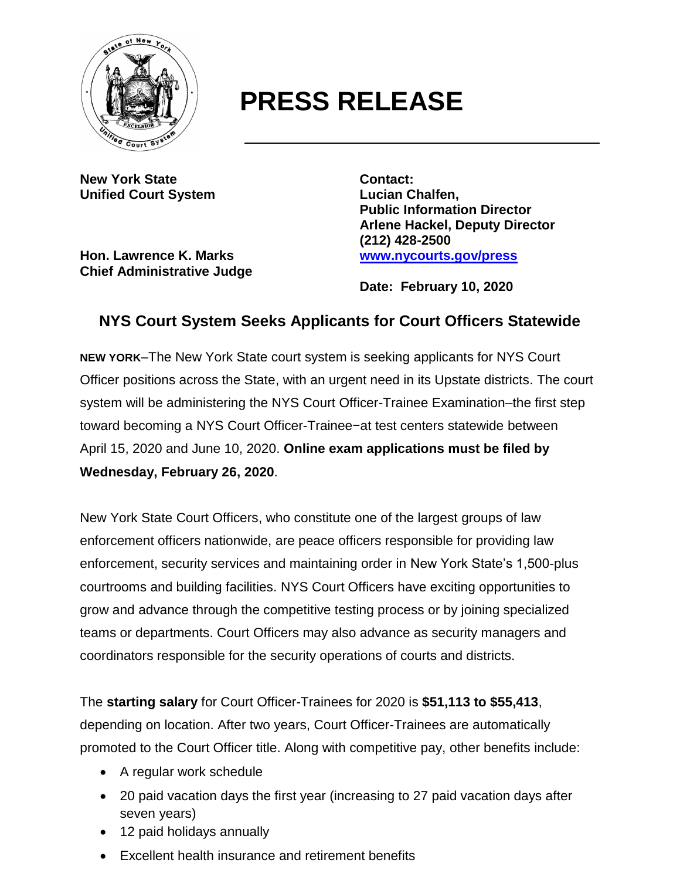# PRESS RELEASE

**New York State**
**Unified Court System**

**Hon. Lawrence K. Marks**
**Chief Administrative Judge**

**Contact:**
**Lucian Chalfen,**
**Public Information Director**
**Arlene Hackel, Deputy Director**
**(212) 428-2500**
**[www.nycourts.gov/press](www.nycourts.gov/press)**

**Date: February 10, 2020**

## NYS Court System Seeks Applicants for Court Officers Statewide

**NEW YORK**–The New York State court system is seeking applicants for NYS Court Officer positions across the State, with an urgent need in its Upstate districts. The court system will be administering the NYS Court Officer-Trainee Examination–the first step toward becoming a NYS Court Officer-Trainee−at test centers statewide between April 15, 2020 and June 10, 2020. **Online exam applications must be filed by Wednesday, February 26, 2020**.

New York State Court Officers, who constitute one of the largest groups of law enforcement officers nationwide, are peace officers responsible for providing law enforcement, security services and maintaining order in New York State's 1,500-plus courtrooms and building facilities. NYS Court Officers have exciting opportunities to grow and advance through the competitive testing process or by joining specialized teams or departments. Court Officers may also advance as security managers and coordinators responsible for the security operations of courts and districts.

The **starting salary** for Court Officer-Trainees for 2020 is **$51,113 to $55,413**, depending on location. After two years, Court Officer-Trainees are automatically promoted to the Court Officer title. Along with competitive pay, other benefits include:

- A regular work schedule
- 20 paid vacation days the first year (increasing to 27 paid vacation days after seven years)
- 12 paid holidays annually
- Excellent health insurance and retirement benefits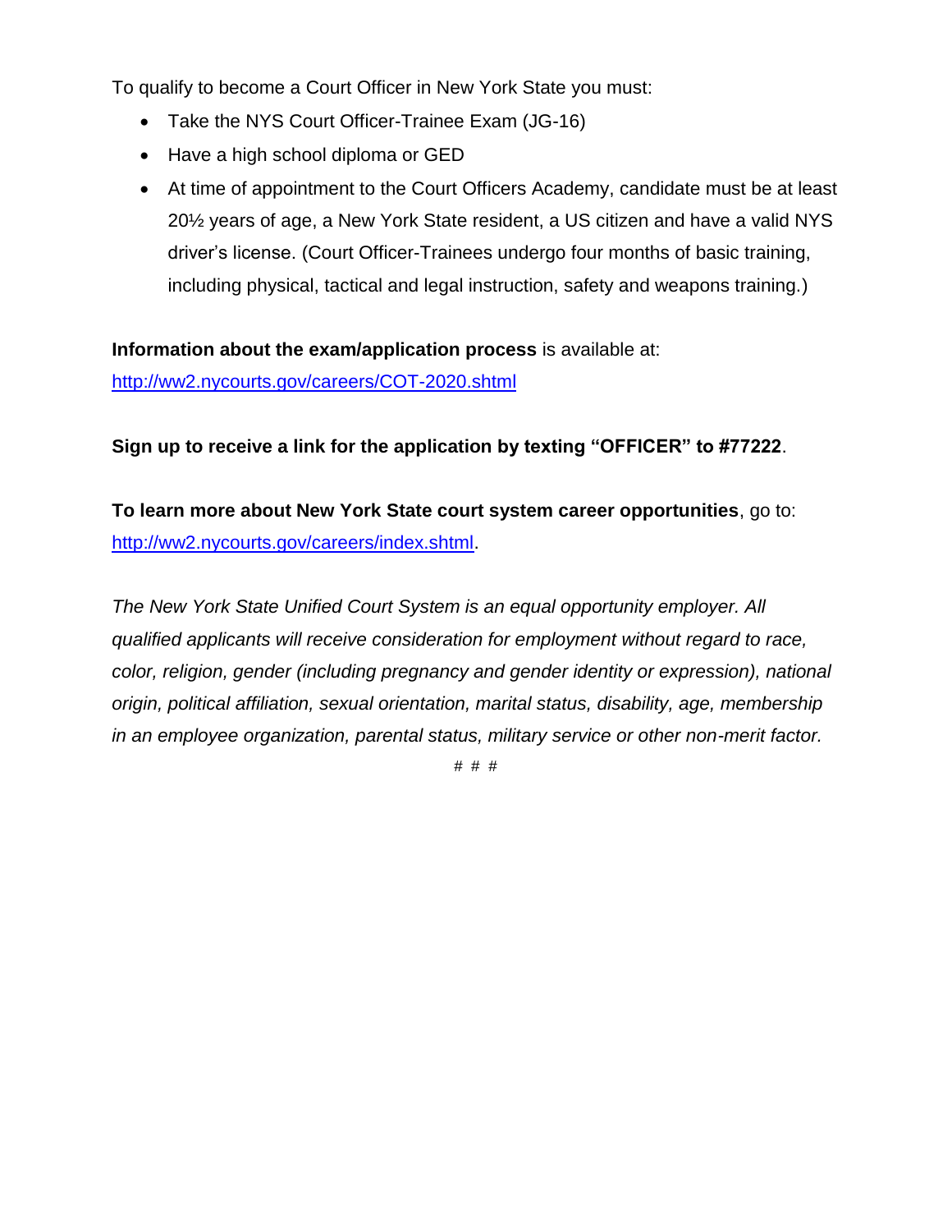To qualify to become a Court Officer in New York State you must:

- Take the NYS Court Officer-Trainee Exam (JG-16)
- Have a high school diploma or GED
- At time of appointment to the Court Officers Academy, candidate must be at least 20½ years of age, a New York State resident, a US citizen and have a valid NYS driver's license. (Court Officer-Trainees undergo four months of basic training, including physical, tactical and legal instruction, safety and weapons training.)

**Information about the exam/application process** is available at: http://ww2.nycourts.gov/careers/COT-2020.shtml

**Sign up to receive a link for the application by texting "OFFICER" to #77222**.

**To learn more about New York State court system career opportunities**, go to: http://ww2.nycourts.gov/careers/index.shtml.

*The New York State Unified Court System is an equal opportunity employer. All qualified applicants will receive consideration for employment without regard to race, color, religion, gender (including pregnancy and gender identity or expression), national origin, political affiliation, sexual orientation, marital status, disability, age, membership in an employee organization, parental status, military service or other non-merit factor.*

# # #